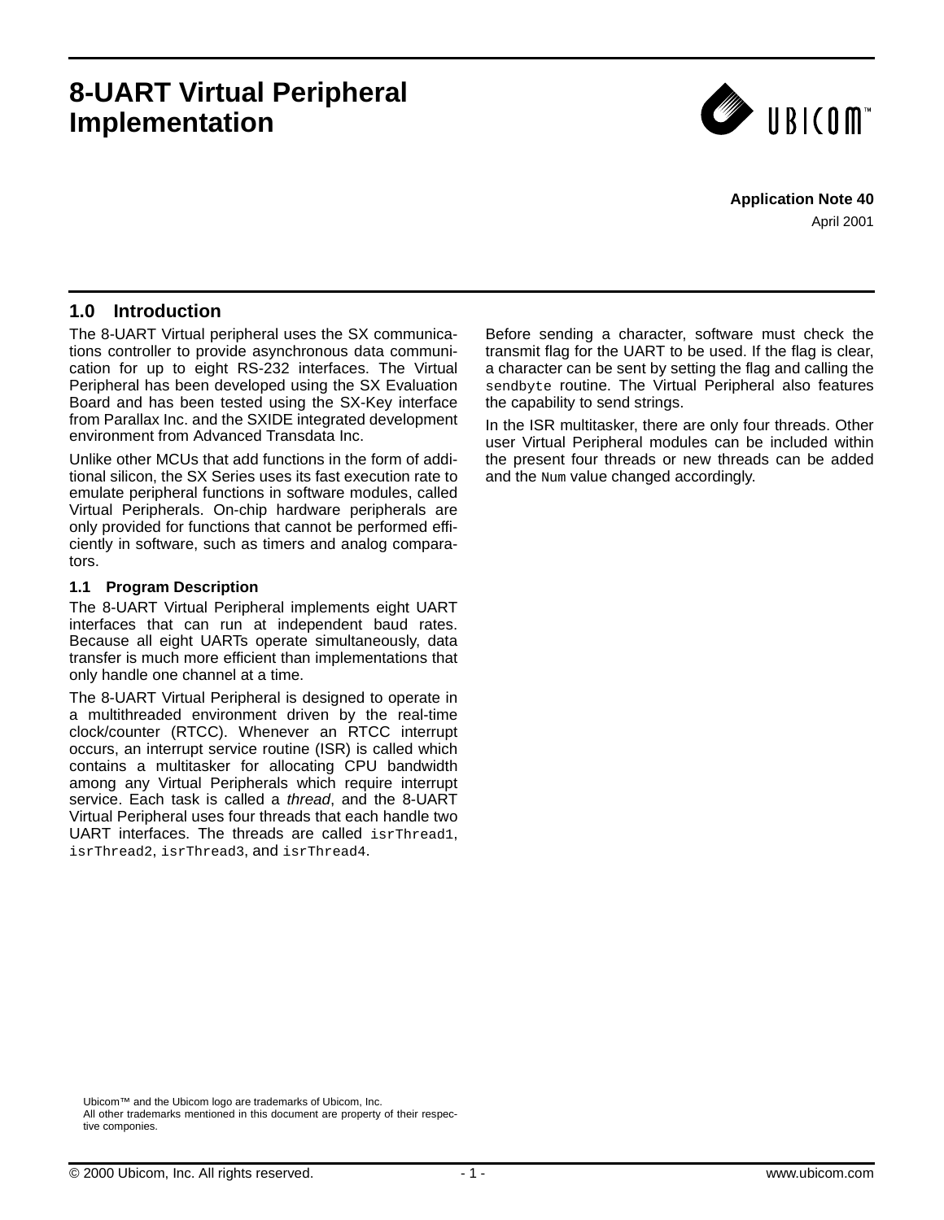# 8-UART Virtual Peripheral Implementation

**Application Note 40**

April 2001

## 1.0 Introduction

The 8-UART Virtual peripheral uses the SX communications controller to provide asynchronous data communication for up to eight RS-232 interfaces. The Virtual Peripheral has been developed using the SX Evaluation Board and has been tested using the SX-Key interface from Parallax Inc. and the SXIDE integrated development environment from Advanced Transdata Inc.

Unlike other MCUs that add functions in the form of additional silicon, the SX Series uses its fast execution rate to emulate peripheral functions in software modules, called Virtual Peripherals. On-chip hardware peripherals are only provided for functions that cannot be performed efficiently in software, such as timers and analog comparators.

### 1.1 Program Description

The 8-UART Virtual Peripheral implements eight UART interfaces that can run at independent baud rates. Because all eight UARTs operate simultaneously, data transfer is much more efficient than implementations that only handle one channel at a time.

The 8-UART Virtual Peripheral is designed to operate in a multithreaded environment driven by the real-time clock/counter (RTCC). Whenever an RTCC interrupt occurs, an interrupt service routine (ISR) is called which contains a multitasker for allocating CPU bandwidth among any Virtual Peripherals which require interrupt service. Each task is called a *thread*, and the 8-UART Virtual Peripheral uses four threads that each handle two UART interfaces. The threads are called `isrThread1`, `isrThread2`, `isrThread3`, and `isrThread4`.

Before sending a character, software must check the transmit flag for the UART to be used. If the flag is clear, a character can be sent by setting the flag and calling the `sendbyte` routine. The Virtual Peripheral also features the capability to send strings.

In the ISR multitasker, there are only four threads. Other user Virtual Peripheral modules can be included within the present four threads or new threads can be added and the `Num` value changed accordingly.

Ubicom™ and the Ubicom logo are trademarks of Ubicom, Inc.
All other trademarks mentioned in this document are property of their respective componies.

© 2000 Ubicom, Inc. All rights reserved.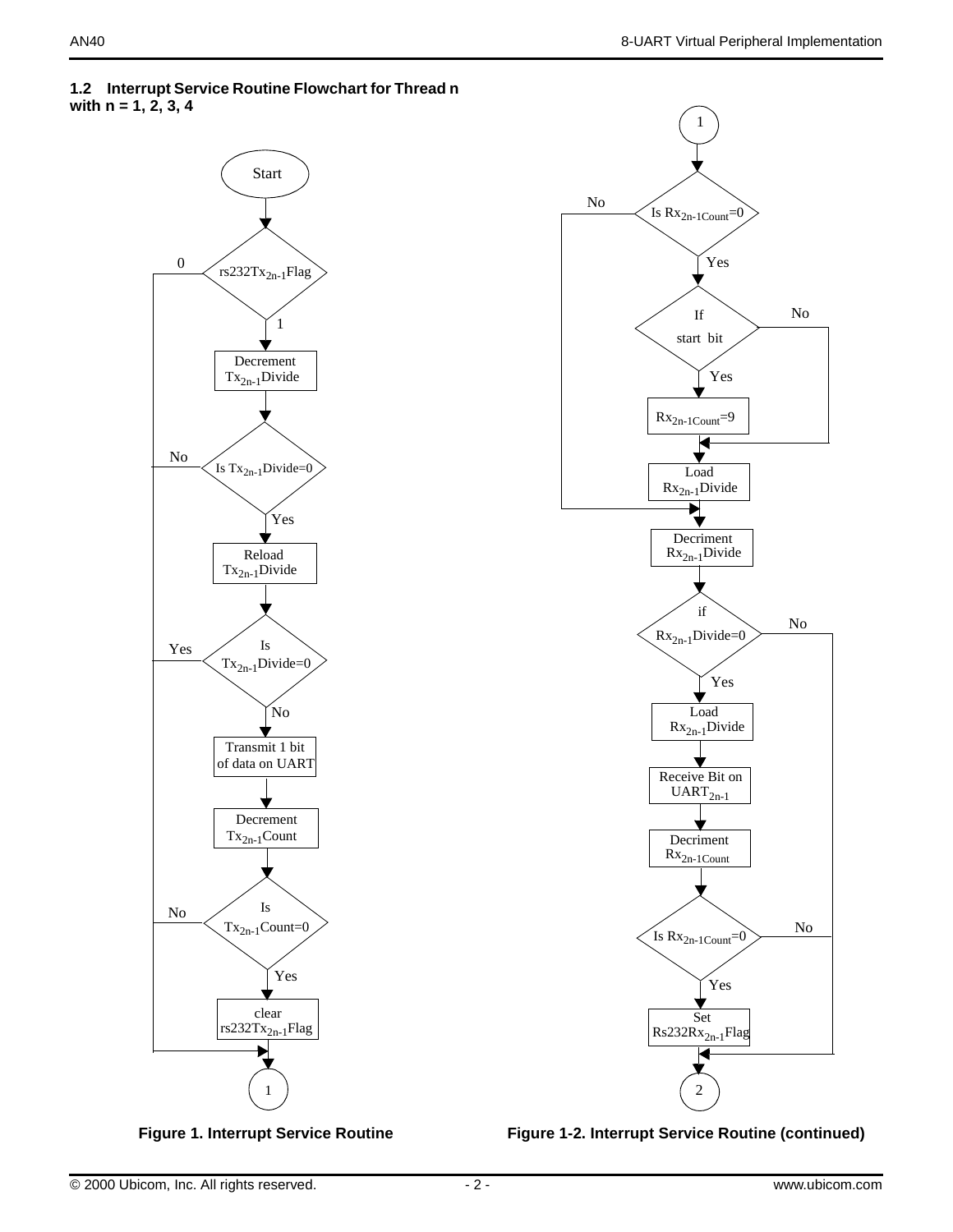## 1.2 Interrupt Service Routine Flowchart for Thread n with n = 1, 2, 3, 4

Start

rs232Tx2n-1Flag — 0 / 1

Decrement Tx2n-1Divide

Is Tx2n-1Divide=0 — No / Yes

Reload Tx2n-1Divide

Is Tx2n-1Divide=0 — Yes / No

Transmit 1 bit of data on UART

Decrement Tx2n-1Count

Is Tx2n-1Count=0 — No / Yes

clear rs232Tx2n-1Flag

1

**Figure 1. Interrupt Service Routine**

1

Is Rx2n-1Count=0 — No / Yes

If start bit — No / Yes

Rx2n-1Count=9

Load Rx2n-1Divide

Decriment Rx2n-1Divide

if Rx2n-1Divide=0 — No / Yes

Load Rx2n-1Divide

Receive Bit on UART2n-1

Decriment Rx2n-1Count

Is Rx2n-1Count=0 — No / Yes

Set Rs232Rx2n-1Flag

2

**Figure 1-2. Interrupt Service Routine (continued)**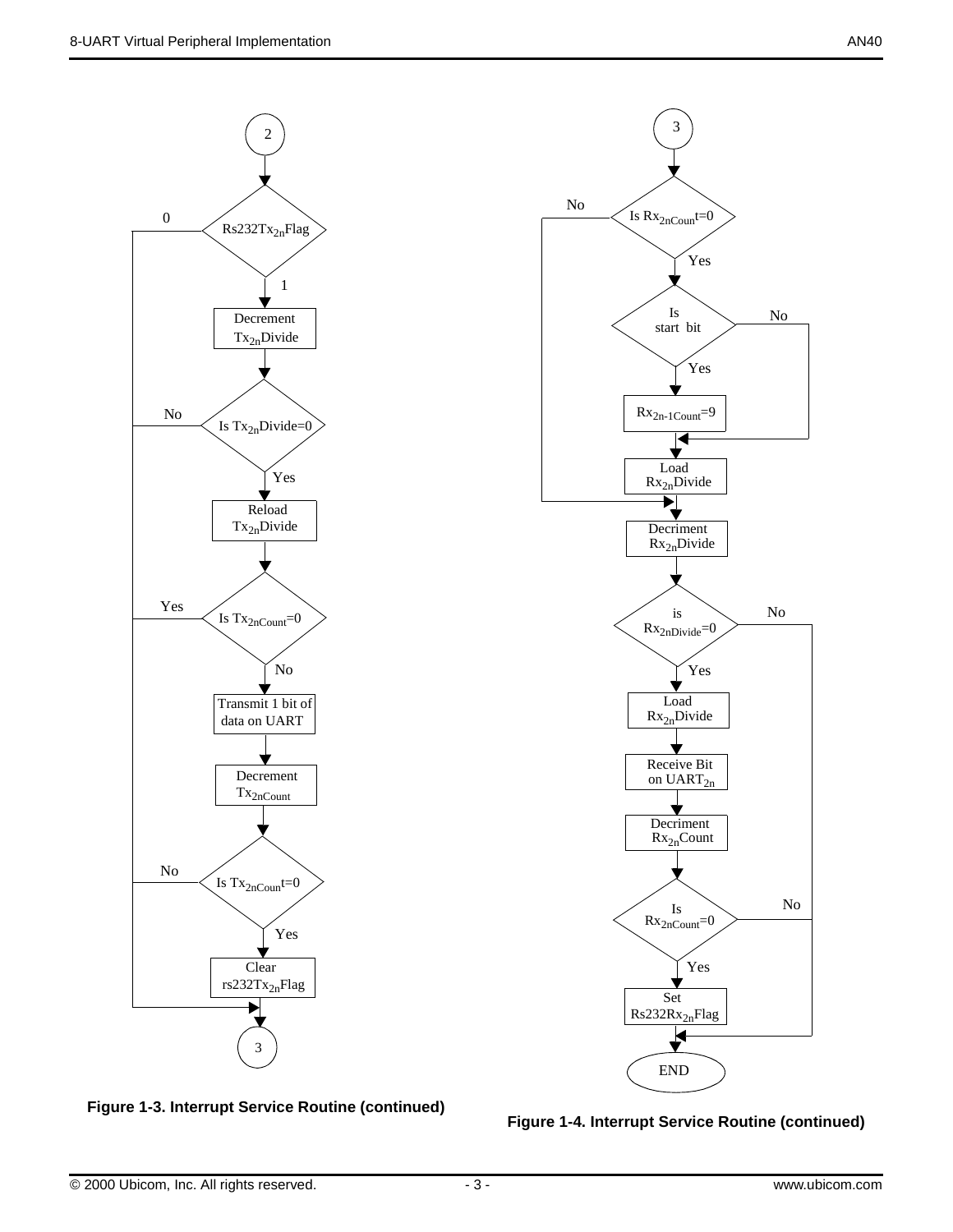Figure 1-3. Interrupt Service Routine (continued)

Figure 1-4. Interrupt Service Routine (continued)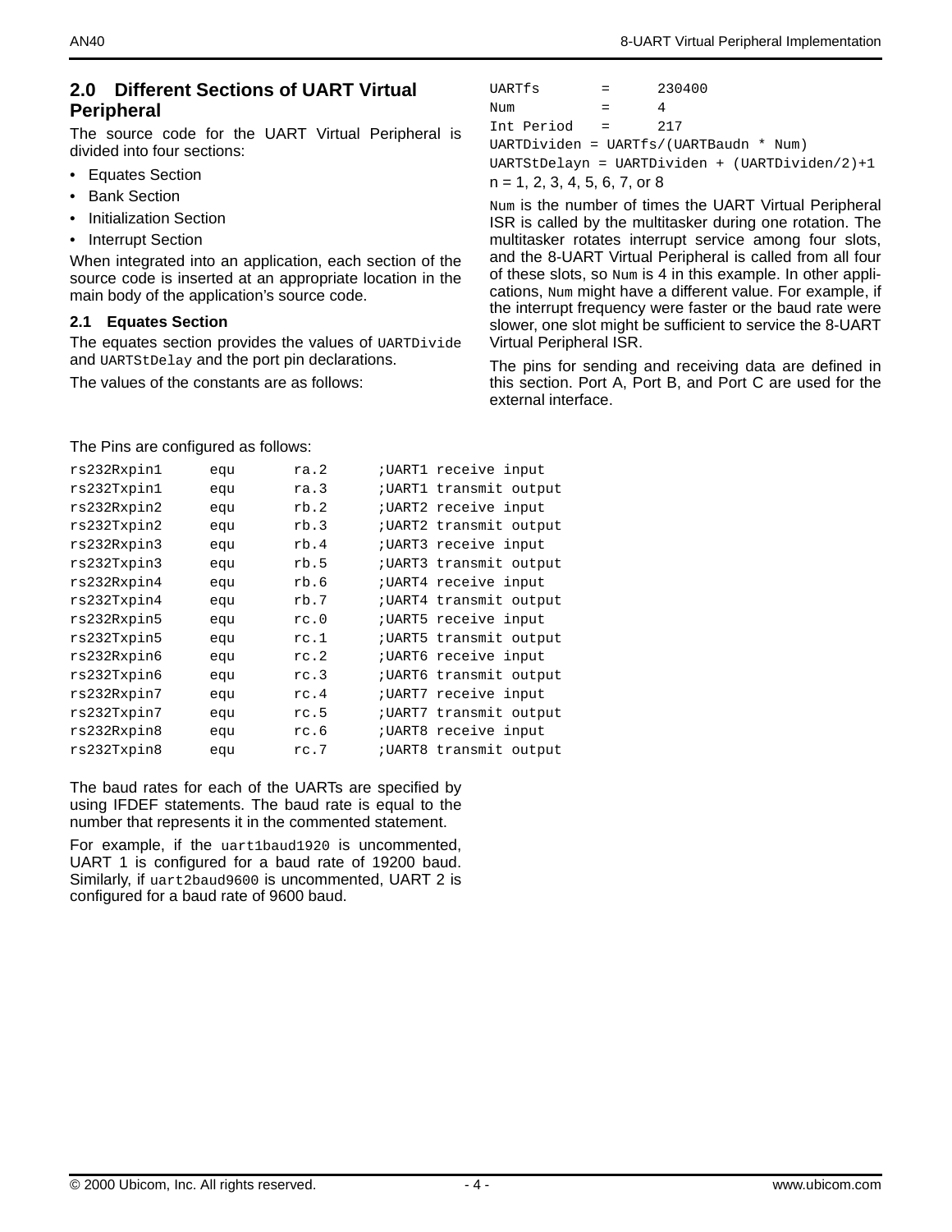## 2.0 Different Sections of UART Virtual Peripheral

The source code for the UART Virtual Peripheral is divided into four sections:

- Equates Section
- Bank Section
- Initialization Section
- Interrupt Section

When integrated into an application, each section of the source code is inserted at an appropriate location in the main body of the application's source code.

### 2.1 Equates Section

The equates section provides the values of `UARTDivide` and `UARTStDelay` and the port pin declarations.

The values of the constants are as follows:

```
UARTfs       =     230400
Num          =     4
Int Period   =     217
UARTDividen = UARTfs/(UARTBaudn * Num)
UARTStDelayn = UARTDividen + (UARTDividen/2)+1
```

n = 1, 2, 3, 4, 5, 6, 7, or 8

`Num` is the number of times the UART Virtual Peripheral ISR is called by the multitasker during one rotation. The multitasker rotates interrupt service among four slots, and the 8-UART Virtual Peripheral is called from all four of these slots, so `Num` is 4 in this example. In other applications, `Num` might have a different value. For example, if the interrupt frequency were faster or the baud rate were slower, one slot might be sufficient to service the 8-UART Virtual Peripheral ISR.

The pins for sending and receiving data are defined in this section. Port A, Port B, and Port C are used for the external interface.

The Pins are configured as follows:

```
rs232Rxpin1     equu      ra.2     ;UART1 receive input
rs232Txpin1     equ       ra.3     ;UART1 transmit output
rs232Rxpin2     equ       rb.2     ;UART2 receive input
rs232Txpin2     equ       rb.3     ;UART2 transmit output
rs232Rxpin3     equ       rb.4     ;UART3 receive input
rs232Txpin3     equ       rb.5     ;UART3 transmit output
rs232Rxpin4     equ       rb.6     ;UART4 receive input
rs232Txpin4     equ       rb.7     ;UART4 transmit output
rs232Rxpin5     equ       rc.0     ;UART5 receive input
rs232Txpin5     equ       rc.1     ;UART5 transmit output
rs232Rxpin6     equ       rc.2     ;UART6 receive input
rs232Txpin6     equ       rc.3     ;UART6 transmit output
rs232Rxpin7     equ       rc.4     ;UART7 receive input
rs232Txpin7     equ       rc.5     ;UART7 transmit output
rs232Rxpin8     equ       rc.6     ;UART8 receive input
rs232Txpin8     equ       rc.7     ;UART8 transmit output
```

The baud rates for each of the UARTs are specified by using IFDEF statements. The baud rate is equal to the number that represents it in the commented statement.

For example, if the `uart1baud1920` is uncommented, UART 1 is configured for a baud rate of 19200 baud. Similarly, if `uart2baud9600` is uncommented, UART 2 is configured for a baud rate of 9600 baud.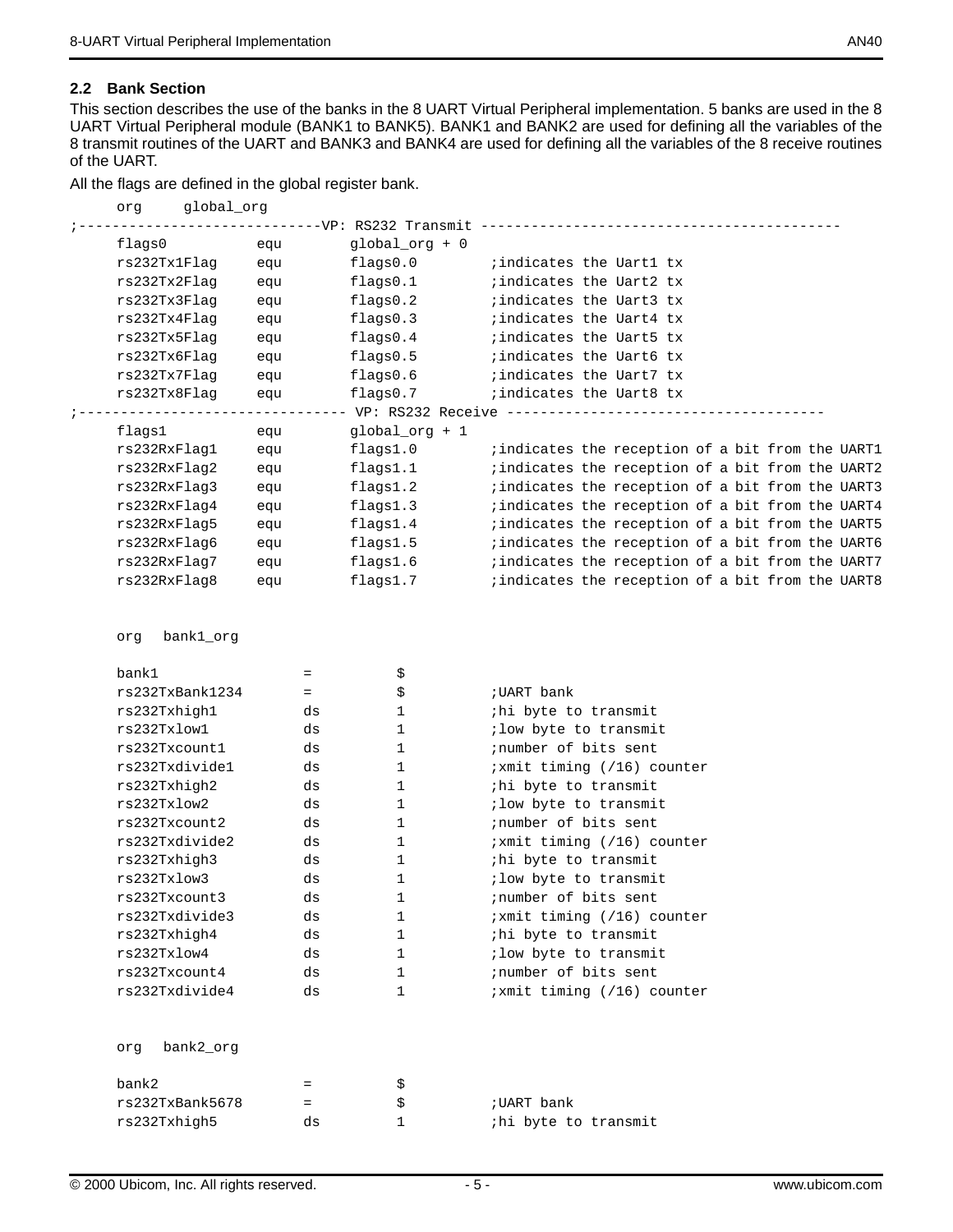### 2.2 Bank Section

This section describes the use of the banks in the 8 UART Virtual Peripheral implementation. 5 banks are used in the 8 UART Virtual Peripheral module (BANK1 to BANK5). BANK1 and BANK2 are used for defining all the variables of the 8 transmit routines of the UART and BANK3 and BANK4 are used for defining all the variables of the 8 receive routines of the UART.

All the flags are defined in the global register bank.

```
        org     global_org
;-----------------------------VP: RS232 Transmit ------------------------------------------
        flags0          equ     global_org + 0
        rs232Tx1Flag    equ     flags0.0        ;indicates the Uart1 tx
        rs232Tx2Flag    equ     flags0.1        ;indicates the Uart2 tx
        rs232Tx3Flag    equ     flags0.2        ;indicates the Uart3 tx
        rs232Tx4Flag    equ     flags0.3        ;indicates the Uart4 tx
        rs232Tx5Flag    equ     flags0.4        ;indicates the Uart5 tx
        rs232Tx6Flag    equ     flags0.5        ;indicates the Uart6 tx
        rs232Tx7Flag    equ     flags0.6        ;indicates the Uart7 tx
        rs232Tx8Flag    equ     flags0.7        ;indicates the Uart8 tx
;-------------------------------- VP: RS232 Receive -------------------------------------
        flags1          equ     global_org + 1
        rs232RxFlag1    equ     flags1.0        ;indicates the reception of a bit from the UART1
        rs232RxFlag2    equ     flags1.1        ;indicates the reception of a bit from the UART2
        rs232RxFlag3    equ     flags1.2        ;indicates the reception of a bit from the UART3
        rs232RxFlag4    equ     flags1.3        ;indicates the reception of a bit from the UART4
        rs232RxFlag5    equ     flags1.4        ;indicates the reception of a bit from the UART5
        rs232RxFlag6    equ     flags1.5        ;indicates the reception of a bit from the UART6
        rs232RxFlag7    equ     flags1.6        ;indicates the reception of a bit from the UART7
        rs232RxFlag8    equ     flags1.7        ;indicates the reception of a bit from the UART8


        org   bank1_org

        bank1               =       $
        rs232TxBank1234     =       $           ;UART bank
        rs232Txhigh1        ds      1           ;hi byte to transmit
        rs232Txlow1         ds      1           ;low byte to transmit
        rs232Txcount1       ds      1           ;number of bits sent
        rs232Txdivide1      ds      1           ;xmit timing (/16) counter
        rs232Txhigh2        ds      1           ;hi byte to transmit
        rs232Txlow2         ds      1           ;low byte to transmit
        rs232Txcount2       ds      1           ;number of bits sent
        rs232Txdivide2      ds      1           ;xmit timing (/16) counter
        rs232Txhigh3        ds      1           ;hi byte to transmit
        rs232Txlow3         ds      1           ;low byte to transmit
        rs232Txcount3       ds      1           ;number of bits sent
        rs232Txdivide3      ds      1           ;xmit timing (/16) counter
        rs232Txhigh4        ds      1           ;hi byte to transmit
        rs232Txlow4         ds      1           ;low byte to transmit
        rs232Txcount4       ds      1           ;number of bits sent
        rs232Txdivide4      ds      1           ;xmit timing (/16) counter


        org   bank2_org

        bank2               =       $
        rs232TxBank5678     =       $           ;UART bank
        rs232Txhigh5        ds      1           ;hi byte to transmit
```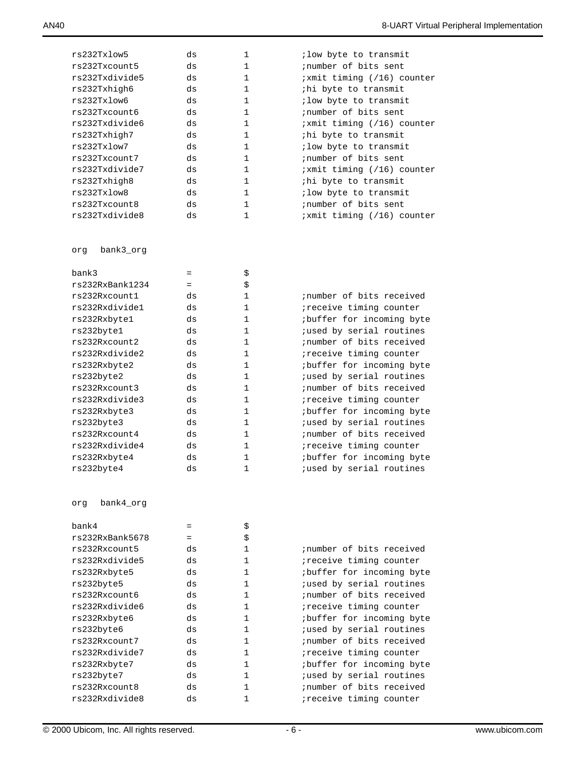```
rs232Txlow5          ds        1         ;low byte to transmit
rs232Txcount5        ds        1         ;number of bits sent
rs232Txdivide5       ds        1         ;xmit timing (/16) counter
rs232Txhigh6         ds        1         ;hi byte to transmit
rs232Txlow6          ds        1         ;low byte to transmit
rs232Txcount6        ds        1         ;number of bits sent
rs232Txdivide6       ds        1         ;xmit timing (/16) counter
rs232Txhigh7         ds        1         ;hi byte to transmit
rs232Txlow7          ds        1         ;low byte to transmit
rs232Txcount7        ds        1         ;number of bits sent
rs232Txdivide7       ds        1         ;xmit timing (/16) counter
rs232Txhigh8         ds        1         ;hi byte to transmit
rs232Txlow8          ds        1         ;low byte to transmit
rs232Txcount8        ds        1         ;number of bits sent
rs232Txdivide8       ds        1         ;xmit timing (/16) counter


org   bank3_org

bank3                =         $
rs232RxBank1234      =         $
rs232Rxcount1        ds        1         ;number of bits received
rs232Rxdivide1       ds        1         ;receive timing counter
rs232Rxbyte1         ds        1         ;buffer for incoming byte
rs232byte1           ds        1         ;used by serial routines
rs232Rxcount2        ds        1         ;number of bits received
rs232Rxdivide2       ds        1         ;receive timing counter
rs232Rxbyte2         ds        1         ;buffer for incoming byte
rs232byte2           ds        1         ;used by serial routines
rs232Rxcount3        ds        1         ;number of bits received
rs232Rxdivide3       ds        1         ;receive timing counter
rs232Rxbyte3         ds        1         ;buffer for incoming byte
rs232byte3           ds        1         ;used by serial routines
rs232Rxcount4        ds        1         ;number of bits received
rs232Rxdivide4       ds        1         ;receive timing counter
rs232Rxbyte4         ds        1         ;buffer for incoming byte
rs232byte4           ds        1         ;used by serial routines


org   bank4_org

bank4                =         $
rs232RxBank5678      =         $
rs232Rxcount5        ds        1         ;number of bits received
rs232Rxdivide5       ds        1         ;receive timing counter
rs232Rxbyte5         ds        1         ;buffer for incoming byte
rs232byte5           ds        1         ;used by serial routines
rs232Rxcount6        ds        1         ;number of bits received
rs232Rxdivide6       ds        1         ;receive timing counter
rs232Rxbyte6         ds        1         ;buffer for incoming byte
rs232byte6           ds        1         ;used by serial routines
rs232Rxcount7        ds        1         ;number of bits received
rs232Rxdivide7       ds        1         ;receive timing counter
rs232Rxbyte7         ds        1         ;buffer for incoming byte
rs232byte7           ds        1         ;used by serial routines
rs232Rxcount8        ds        1         ;number of bits received
rs232Rxdivide8       ds        1         ;receive timing counter
```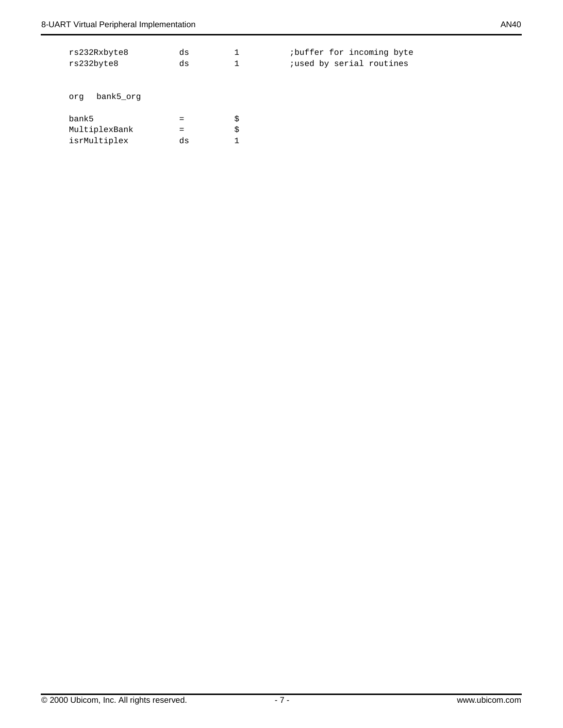```
rs232Rxbyte8        ds      1           ;buffer for incoming byte
rs232byte8          ds      1           ;used by serial routines


org   bank5_org

bank5               =       $
MultiplexBank       =       $
isrMultiplex        ds      1
```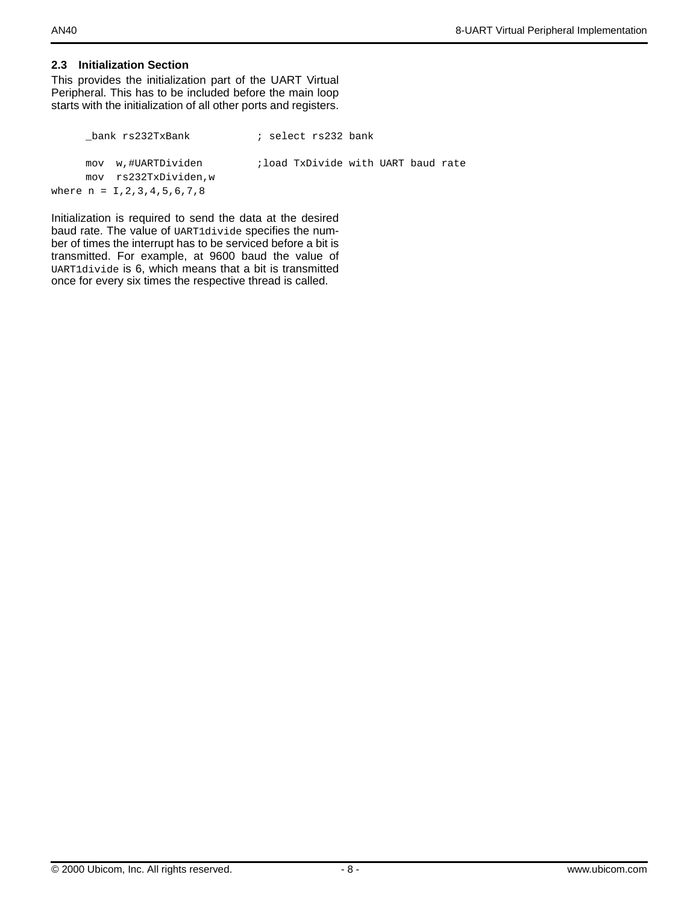## 2.3 Initialization Section

This provides the initialization part of the UART Virtual Peripheral. This has to be included before the main loop starts with the initialization of all other ports and registers.

```
      _bank rs232TxBank           ; select rs232 bank

      mov  w,#UARTDividen         ;load TxDivide with UART baud rate
      mov  rs232TxDividen,w
where n = I,2,3,4,5,6,7,8
```

Initialization is required to send the data at the desired baud rate. The value of `UART1divide` specifies the number of times the interrupt has to be serviced before a bit is transmitted. For example, at 9600 baud the value of `UART1divide` is 6, which means that a bit is transmitted once for every six times the respective thread is called.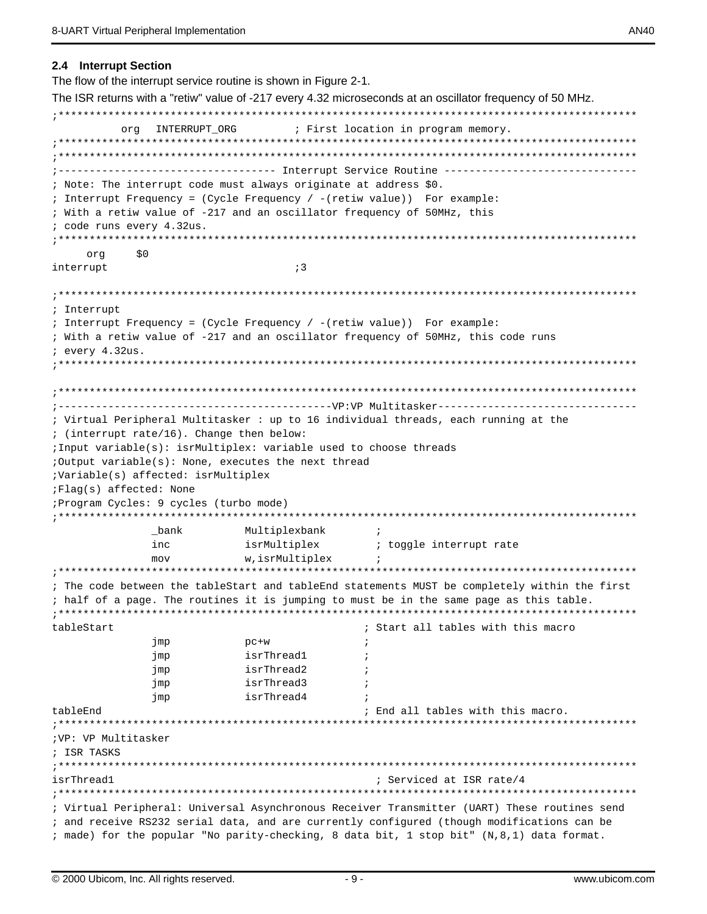## 2.4 Interrupt Section

The flow of the interrupt service routine is shown in Figure 2-1.

The ISR returns with a "retiw" value of -217 every 4.32 microseconds at an oscillator frequency of 50 MHz.

```
;*********************************************************************************************
          org   INTERRUPT_ORG         ; First location in program memory.
;*********************************************************************************************
;*********************************************************************************************
;----------------------------------- Interrupt Service Routine ------------------------------
; Note: The interrupt code must always originate at address $0.
; Interrupt Frequency = (Cycle Frequency / -(retiw value))  For example:
; With a retiw value of -217 and an oscillator frequency of 50MHz, this
; code runs every 4.32us.
;*********************************************************************************************
     org     $0
interrupt                             ;3

;*********************************************************************************************
; Interrupt
; Interrupt Frequency = (Cycle Frequency / -(retiw value))  For example:
; With a retiw value of -217 and an oscillator frequency of 50MHz, this code runs
; every 4.32us.
;*********************************************************************************************

;*********************************************************************************************
;-------------------------------------------VP:VP Multitasker--------------------------------
; Virtual Peripheral Multitasker : up to 16 individual threads, each running at the
; (interrupt rate/16). Change then below:
;Input variable(s): isrMultiplex: variable used to choose threads
;Output variable(s): None, executes the next thread
;Variable(s) affected: isrMultiplex
;Flag(s) affected: None
;Program Cycles: 9 cycles (turbo mode)
;*********************************************************************************************
               _bank          Multiplexbank        ;
               inc            isrMultiplex         ; toggle interrupt rate
               mov            w,isrMultiplex       ;
;*********************************************************************************************
; The code between the tableStart and tableEnd statements MUST be completely within the first
; half of a page. The routines it is jumping to must be in the same page as this table.
;*********************************************************************************************
tableStart                                         ; Start all tables with this macro
               jmp            pc+w                 ;
               jmp            isrThread1           ;
               jmp            isrThread2           ;
               jmp            isrThread3           ;
               jmp            isrThread4           ;
tableEnd                                           ; End all tables with this macro.
;*********************************************************************************************
;VP: VP Multitasker
; ISR TASKS
;*********************************************************************************************
isrThread1                                           ; Serviced at ISR rate/4
;*********************************************************************************************
; Virtual Peripheral: Universal Asynchronous Receiver Transmitter (UART) These routines send
; and receive RS232 serial data, and are currently configured (though modifications can be
; made) for the popular "No parity-checking, 8 data bit, 1 stop bit" (N,8,1) data format.
```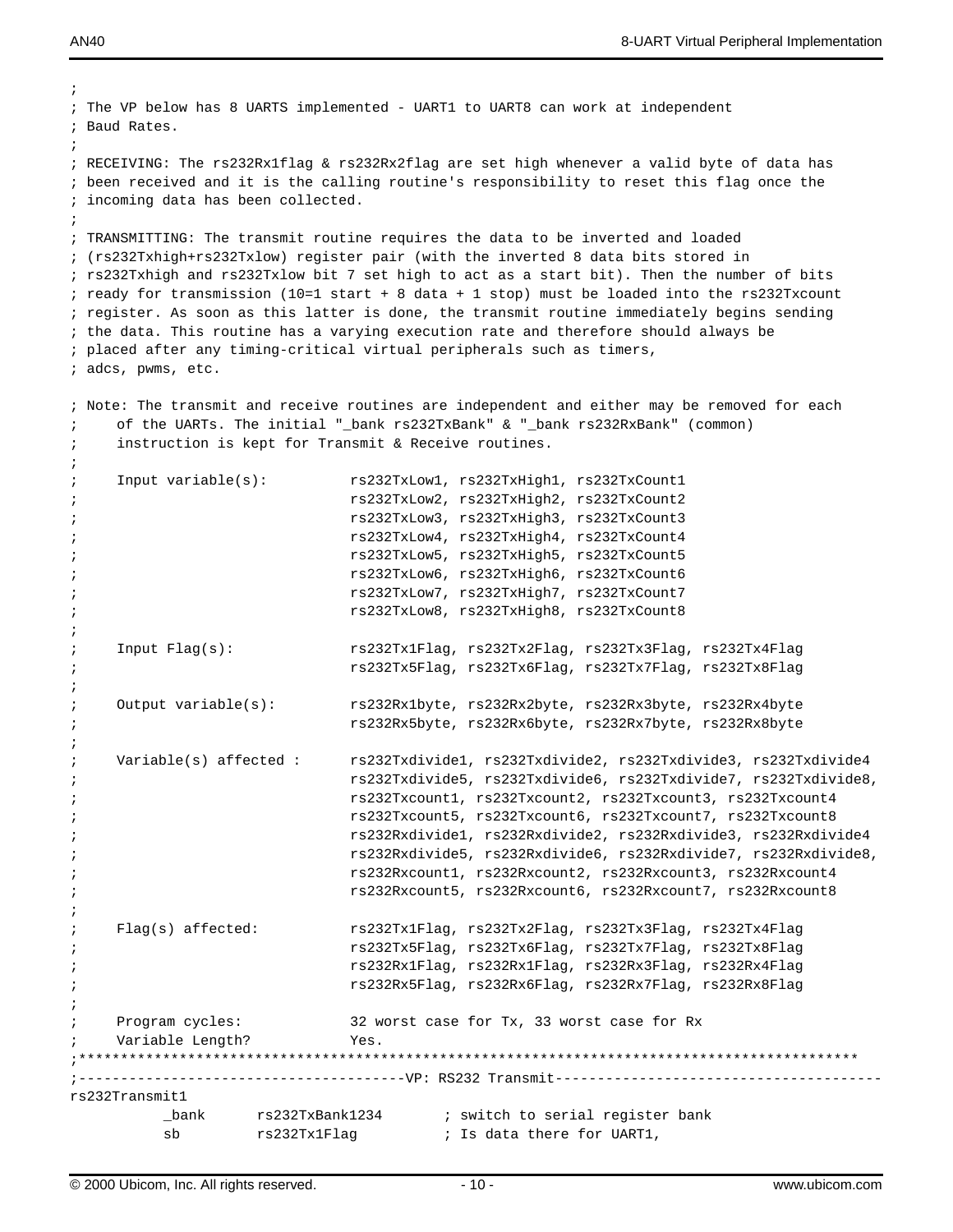```
;
; The VP below has 8 UARTS implemented - UART1 to UART8 can work at independent
; Baud Rates.
;
; RECEIVING: The rs232Rx1flag & rs232Rx2flag are set high whenever a valid byte of data has
; been received and it is the calling routine's responsibility to reset this flag once the
; incoming data has been collected.
;
; TRANSMITTING: The transmit routine requires the data to be inverted and loaded
; (rs232Txhigh+rs232Txlow) register pair (with the inverted 8 data bits stored in
; rs232Txhigh and rs232Txlow bit 7 set high to act as a start bit). Then the number of bits
; ready for transmission (10=1 start + 8 data + 1 stop) must be loaded into the rs232Txcount
; register. As soon as this latter is done, the transmit routine immediately begins sending
; the data. This routine has a varying execution rate and therefore should always be
; placed after any timing-critical virtual peripherals such as timers,
; adcs, pwms, etc.

; Note: The transmit and receive routines are independent and either may be removed for each
;     of the UARTs. The initial "_bank rs232TxBank" & "_bank rs232RxBank" (common)
;     instruction is kept for Transmit & Receive routines.
;
;     Input variable(s):          rs232TxLow1, rs232TxHigh1, rs232TxCount1
;                                 rs232TxLow2, rs232TxHigh2, rs232TxCount2
;                                 rs232TxLow3, rs232TxHigh3, rs232TxCount3
;                                 rs232TxLow4, rs232TxHigh4, rs232TxCount4
;                                 rs232TxLow5, rs232TxHigh5, rs232TxCount5
;                                 rs232TxLow6, rs232TxHigh6, rs232TxCount6
;                                 rs232TxLow7, rs232TxHigh7, rs232TxCount7
;                                 rs232TxLow8, rs232TxHigh8, rs232TxCount8
;
;     Input Flag(s):              rs232Tx1Flag, rs232Tx2Flag, rs232Tx3Flag, rs232Tx4Flag
;                                 rs232Tx5Flag, rs232Tx6Flag, rs232Tx7Flag, rs232Tx8Flag
;
;     Output variable(s):         rs232Rx1byte, rs232Rx2byte, rs232Rx3byte, rs232Rx4byte
;                                 rs232Rx5byte, rs232Rx6byte, rs232Rx7byte, rs232Rx8byte
;
;     Variable(s) affected :      rs232Txdivide1, rs232Txdivide2, rs232Txdivide3, rs232Txdivide4
;                                 rs232Txdivide5, rs232Txdivide6, rs232Txdivide7, rs232Txdivide8,
;                                 rs232Txcount1, rs232Txcount2, rs232Txcount3, rs232Txcount4
;                                 rs232Txcount5, rs232Txcount6, rs232Txcount7, rs232Txcount8
;                                 rs232Rxdivide1, rs232Rxdivide2, rs232Rxdivide3, rs232Rxdivide4
;                                 rs232Rxdivide5, rs232Rxdivide6, rs232Rxdivide7, rs232Rxdivide8,
;                                 rs232Rxcount1, rs232Rxcount2, rs232Rxcount3, rs232Rxcount4
;                                 rs232Rxcount5, rs232Rxcount6, rs232Rxcount7, rs232Rxcount8
;
;     Flag(s) affected:           rs232Tx1Flag, rs232Tx2Flag, rs232Tx3Flag, rs232Tx4Flag
;                                 rs232Tx5Flag, rs232Tx6Flag, rs232Tx7Flag, rs232Tx8Flag
;                                 rs232Rx1Flag, rs232Rx1Flag, rs232Rx3Flag, rs232Rx4Flag
;                                 rs232Rx5Flag, rs232Rx6Flag, rs232Rx7Flag, rs232Rx8Flag
;
;     Program cycles:             32 worst case for Tx, 33 worst case for Rx
;     Variable Length?            Yes.
;*********************************************************************************************
;---------------------------------------VP: RS232 Transmit---------------------------------------
rs232Transmit1
          _bank      rs232TxBank1234       ; switch to serial register bank
          sb         rs232Tx1Flag          ; Is data there for UART1,
```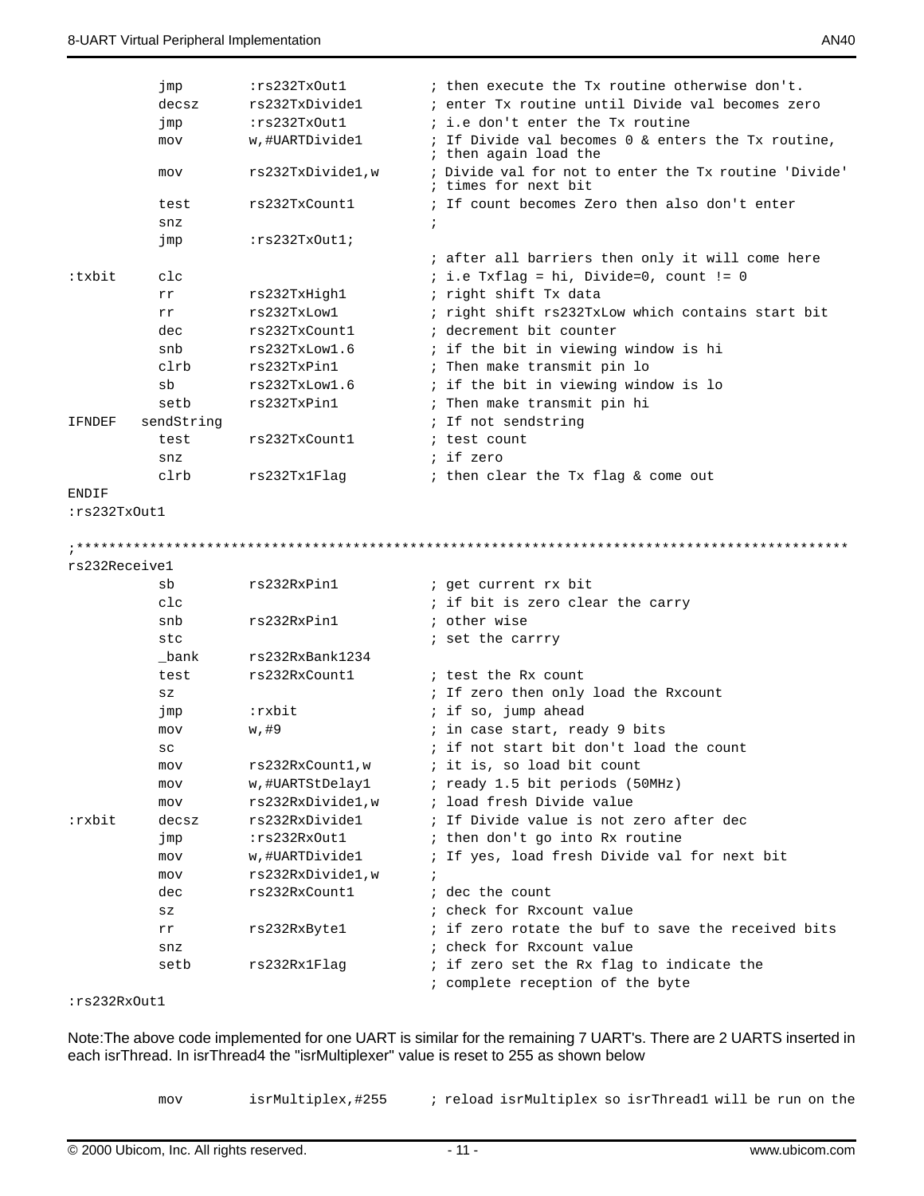```
        jmp       :rs232TxOut1         ; then execute the Tx routine otherwise don't.
        decsz     rs232TxDivide1       ; enter Tx routine until Divide val becomes zero
        jmp       :rs232TxOut1         ; i.e don't enter the Tx routine
        mov       w,#UARTDivide1       ; If Divide val becomes 0 & enters the Tx routine,
                                       ; then again load the
        mov       rs232TxDivide1,w     ; Divide val for not to enter the Tx routine 'Divide'
                                       ; times for next bit
        test      rs232TxCount1        ; If count becomes Zero then also don't enter
        snz                            ;
        jmp       :rs232TxOut1;
                                       ; after all barriers then only it will come here
:txbit  clc                            ; i.e Txflag = hi, Divide=0, count != 0
        rr        rs232TxHigh1         ; right shift Tx data
        rr        rs232TxLow1          ; right shift rs232TxLow which contains start bit
        dec       rs232TxCount1        ; decrement bit counter
        snb       rs232TxLow1.6        ; if the bit in viewing window is hi
        clrb      rs232TxPin1          ; Then make transmit pin lo
        sb        rs232TxLow1.6        ; if the bit in viewing window is lo
        setb      rs232TxPin1          ; Then make transmit pin hi
IFNDEF  sendString                     ; If not sendstring
        test      rs232TxCount1        ; test count
        snz                            ; if zero
        clrb      rs232Tx1Flag         ; then clear the Tx flag & come out
ENDIF
:rs232TxOut1

;***********************************************************************************************
rs232Receive1
        sb        rs232RxPin1          ; get current rx bit
        clc                            ; if bit is zero clear the carry
        snb       rs232RxPin1          ; other wise
        stc                            ; set the carrry
        _bank     rs232RxBank1234
        test      rs232RxCount1        ; test the Rx count
        sz                             ; If zero then only load the Rxcount
        jmp       :rxbit               ; if so, jump ahead
        mov       w,#9                 ; in case start, ready 9 bits
        sc                             ; if not start bit don't load the count
        mov       rs232RxCount1,w      ; it is, so load bit count
        mov       w,#UARTStDelay1      ; ready 1.5 bit periods (50MHz)
        mov       rs232RxDivide1,w     ; load fresh Divide value
:rxbit  decsz     rs232RxDivide1       ; If Divide value is not zero after dec
        jmp       :rs232RxOut1         ; then don't go into Rx routine
        mov       w,#UARTDivide1       ; If yes, load fresh Divide val for next bit
        mov       rs232RxDivide1,w     ;
        dec       rs232RxCount1        ; dec the count
        sz                             ; check for Rxcount value
        rr        rs232RxByte1         ; if zero rotate the buf to save the received bits
        snz                            ; check for Rxcount value
        setb      rs232Rx1Flag         ; if zero set the Rx flag to indicate the
                                       ; complete reception of the byte
:rs232RxOut1
```

Note:The above code implemented for one UART is similar for the remaining 7 UART's. There are 2 UARTS inserted in each isrThread. In isrThread4 the "isrMultiplexer" value is reset to 255 as shown below

```
        mov       isrMultiplex,#255    ; reload isrMultiplex so isrThread1 will be run on the
```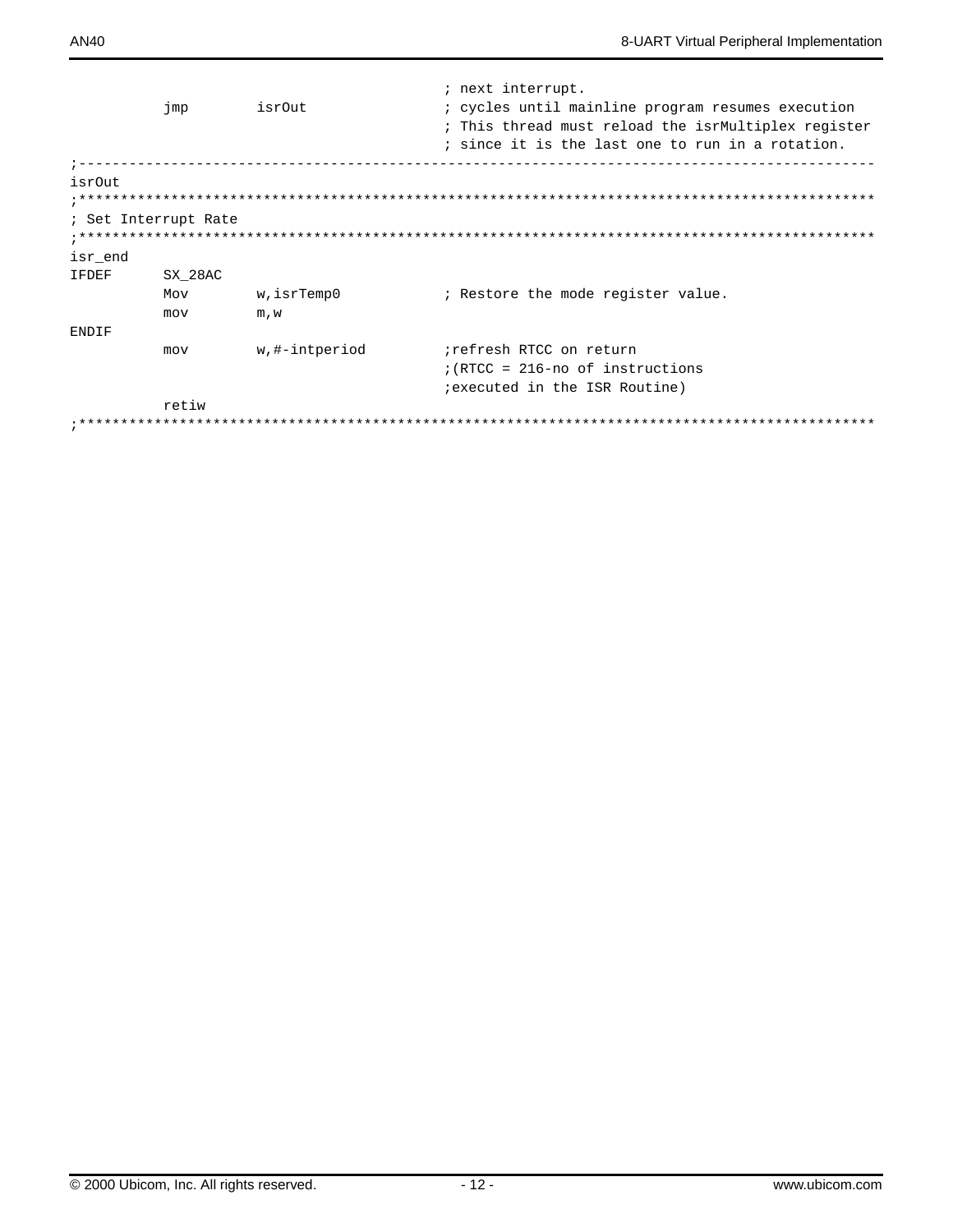```
                                        ; next interrupt.
        jmp     isrOut                  ; cycles until mainline program resumes execution
                                        ; This thread must reload the isrMultiplex register
                                        ; since it is the last one to run in a rotation.
;------------------------------------------------------------------------------------------------
isrOut
;************************************************************************************************
; Set Interrupt Rate
;************************************************************************************************
isr_end
IFDEF   SX_28AC
        Mov     w,isrTemp0              ; Restore the mode register value.
        mov     m,w
ENDIF
        mov     w,#-intperiod           ;refresh RTCC on return
                                        ;(RTCC = 216-no of instructions
                                        ;executed in the ISR Routine)
        retiw
;************************************************************************************************
```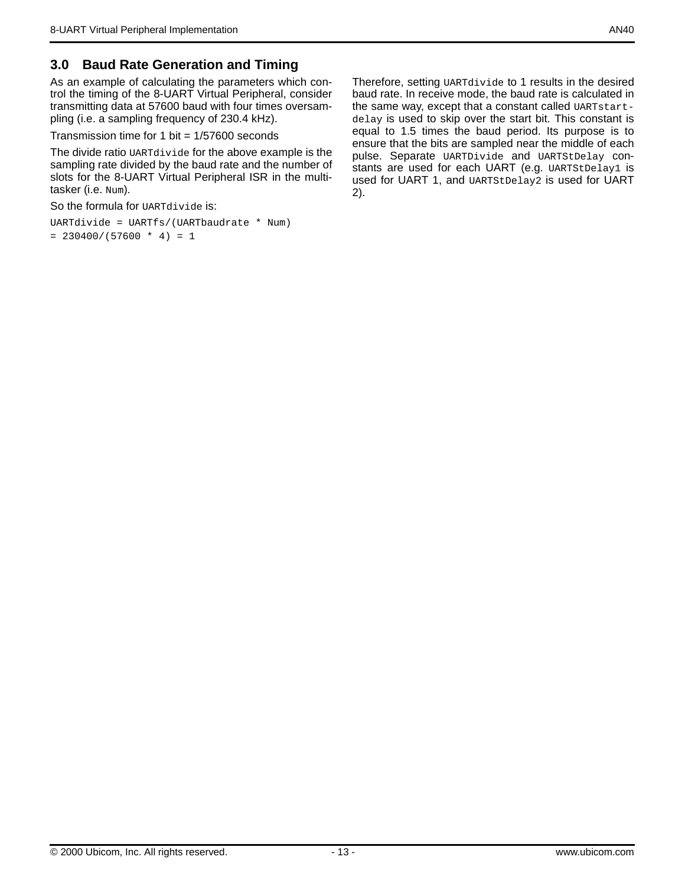## 3.0 Baud Rate Generation and Timing

As an example of calculating the parameters which control the timing of the 8-UART Virtual Peripheral, consider transmitting data at 57600 baud with four times oversampling (i.e. a sampling frequency of 230.4 kHz).

Transmission time for 1 bit = 1/57600 seconds

The divide ratio `UARTdivide` for the above example is the sampling rate divided by the baud rate and the number of slots for the 8-UART Virtual Peripheral ISR in the multitasker (i.e. `Num`).

So the formula for `UARTdivide` is:

```
UARTdivide = UARTfs/(UARTbaudrate * Num)
= 230400/(57600 * 4) = 1
```

Therefore, setting `UARTdivide` to 1 results in the desired baud rate. In receive mode, the baud rate is calculated in the same way, except that a constant called `UARTstart-delay` is used to skip over the start bit. This constant is equal to 1.5 times the baud period. Its purpose is to ensure that the bits are sampled near the middle of each pulse. Separate `UARTDivide` and `UARTStDelay` constants are used for each UART (e.g. `UARTStDelay1` is used for UART 1, and `UARTStDelay2` is used for UART 2).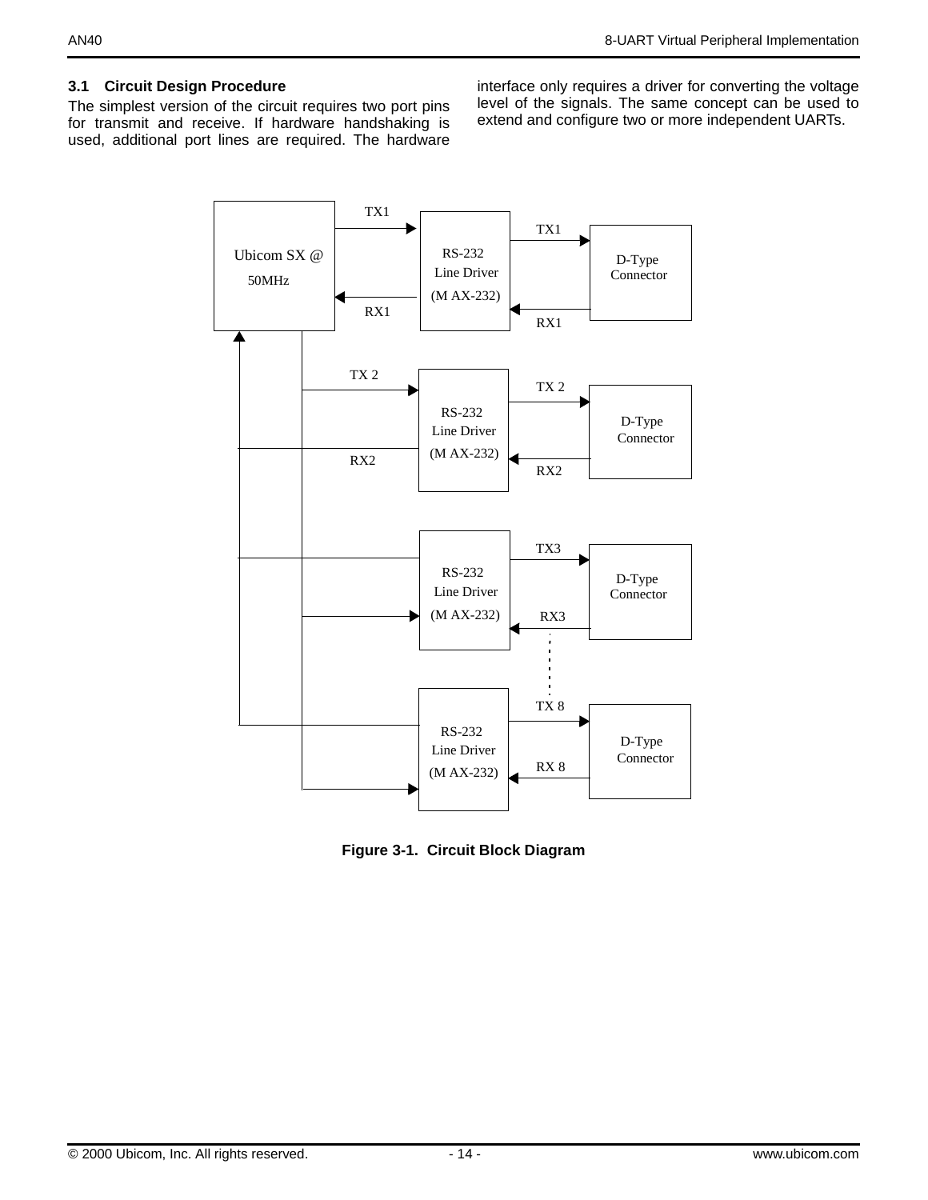### 3.1 Circuit Design Procedure

The simplest version of the circuit requires two port pins for transmit and receive. If hardware handshaking is used, additional port lines are required. The hardware interface only requires a driver for converting the voltage level of the signals. The same concept can be used to extend and configure two or more independent UARTs.

Figure 3-1. Circuit Block Diagram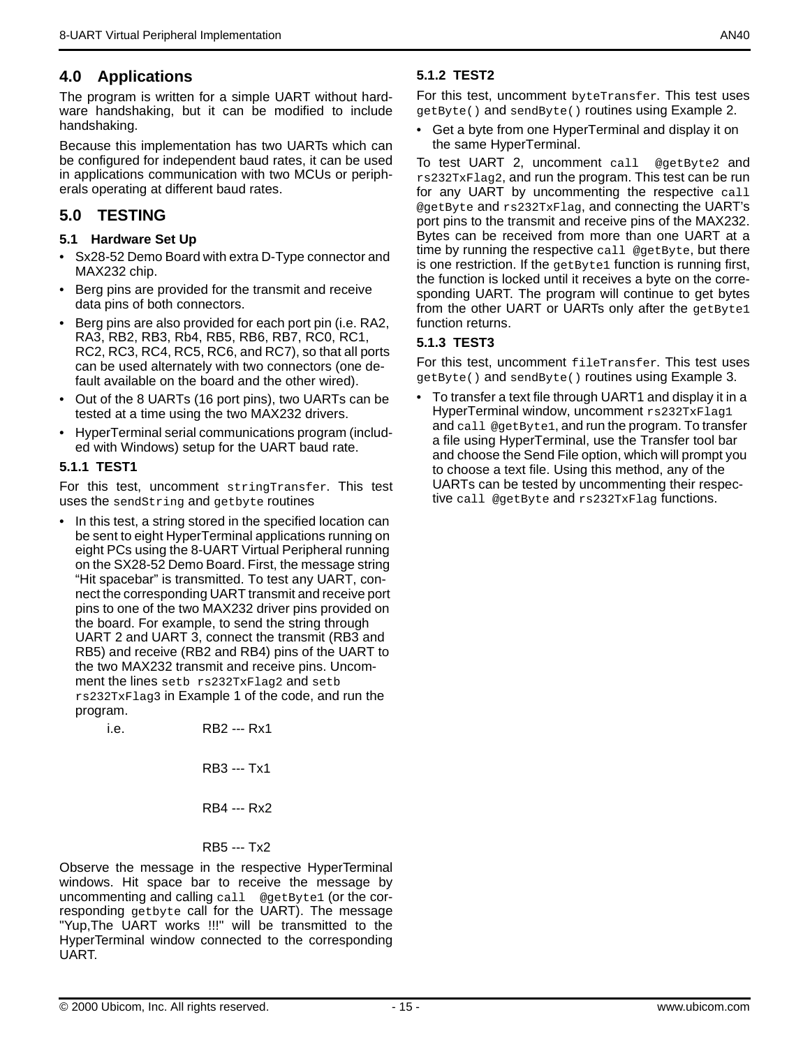## 4.0 Applications

The program is written for a simple UART without hardware handshaking, but it can be modified to include handshaking.

Because this implementation has two UARTs which can be configured for independent baud rates, it can be used in applications communication with two MCUs or peripherals operating at different baud rates.

## 5.0 TESTING

### 5.1 Hardware Set Up

- Sx28-52 Demo Board with extra D-Type connector and MAX232 chip.
- Berg pins are provided for the transmit and receive data pins of both connectors.
- Berg pins are also provided for each port pin (i.e. RA2, RA3, RB2, RB3, Rb4, RB5, RB6, RB7, RC0, RC1, RC2, RC3, RC4, RC5, RC6, and RC7), so that all ports can be used alternately with two connectors (one default available on the board and the other wired).
- Out of the 8 UARTs (16 port pins), two UARTs can be tested at a time using the two MAX232 drivers.
- HyperTerminal serial communications program (included with Windows) setup for the UART baud rate.

#### 5.1.1 TEST1

For this test, uncomment `stringTransfer`. This test uses the `sendString` and `getbyte` routines

- In this test, a string stored in the specified location can be sent to eight HyperTerminal applications running on eight PCs using the 8-UART Virtual Peripheral running on the SX28-52 Demo Board. First, the message string "Hit spacebar" is transmitted. To test any UART, connect the corresponding UART transmit and receive port pins to one of the two MAX232 driver pins provided on the board. For example, to send the string through UART 2 and UART 3, connect the transmit (RB3 and RB5) and receive (RB2 and RB4) pins of the UART to the two MAX232 transmit and receive pins. Uncomment the lines `setb rs232TxFlag2` and `setb rs232TxFlag3` in Example 1 of the code, and run the program.

i.e.

RB2 --- Rx1

RB3 --- Tx1

RB4 --- Rx2

RB5 --- Tx2

Observe the message in the respective HyperTerminal windows. Hit space bar to receive the message by uncommenting and calling `call @getByte1` (or the corresponding `getbyte` call for the UART). The message "Yup,The UART works !!!" will be transmitted to the HyperTerminal window connected to the corresponding UART.

#### 5.1.2 TEST2

For this test, uncomment `byteTransfer`. This test uses `getByte()` and `sendByte()` routines using Example 2.

- Get a byte from one HyperTerminal and display it on the same HyperTerminal.

To test UART 2, uncomment `call @getByte2` and `rs232TxFlag2`, and run the program. This test can be run for any UART by uncommenting the respective `call @getByte` and `rs232TxFlag`, and connecting the UART's port pins to the transmit and receive pins of the MAX232. Bytes can be received from more than one UART at a time by running the respective `call @getByte`, but there is one restriction. If the `getByte1` function is running first, the function is locked until it receives a byte on the corresponding UART. The program will continue to get bytes from the other UART or UARTs only after the `getByte1` function returns.

#### 5.1.3 TEST3

For this test, uncomment `fileTransfer`. This test uses `getByte()` and `sendByte()` routines using Example 3.

- To transfer a text file through UART1 and display it in a HyperTerminal window, uncomment `rs232TxFlag1` and `call @getByte1`, and run the program. To transfer a file using HyperTerminal, use the Transfer tool bar and choose the Send File option, which will prompt you to choose a text file. Using this method, any of the UARTs can be tested by uncommenting their respective `call @getByte` and `rs232TxFlag` functions.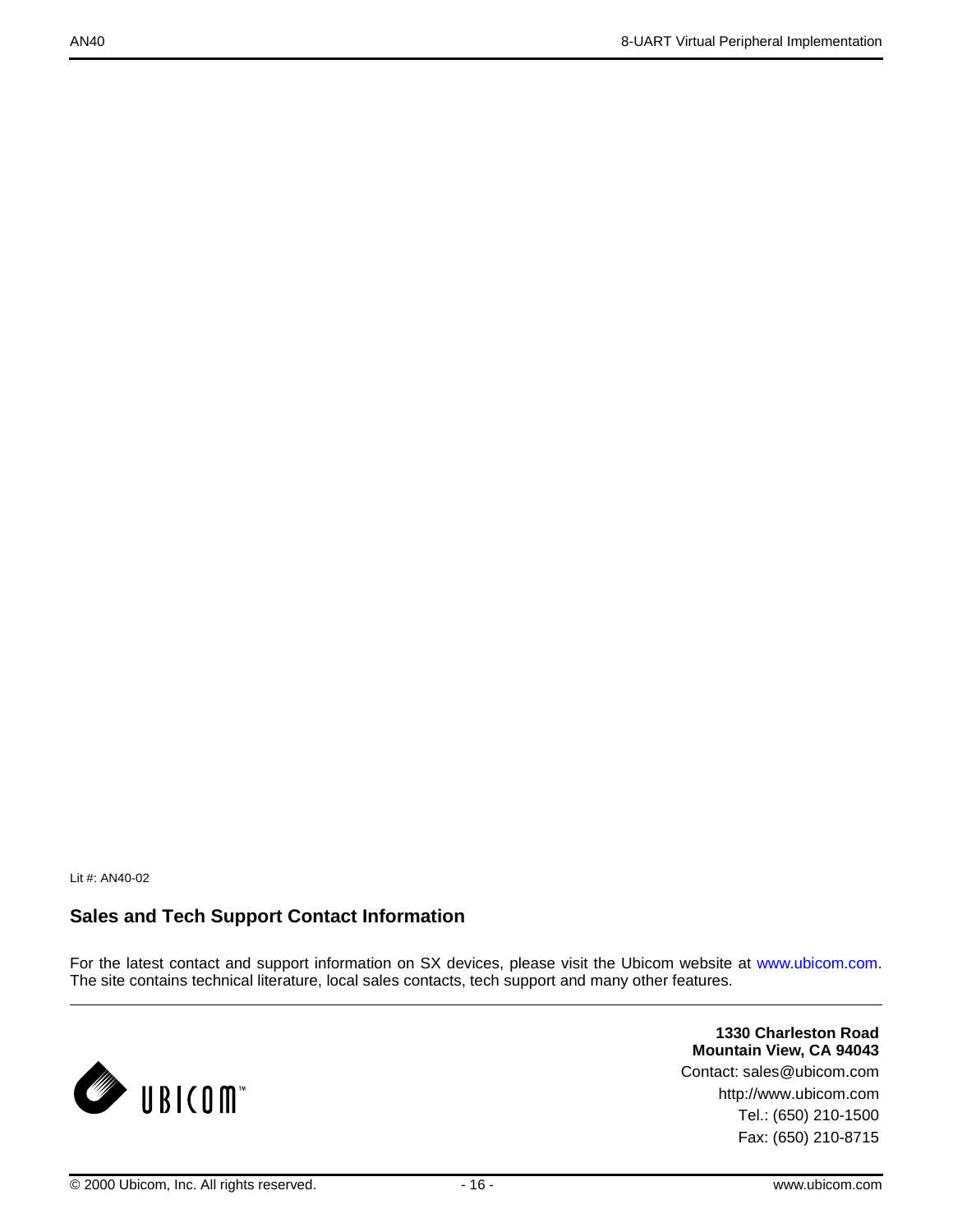Lit #: AN40-02

## Sales and Tech Support Contact Information

For the latest contact and support information on SX devices, please visit the Ubicom website at www.ubicom.com. The site contains technical literature, local sales contacts, tech support and many other features.

---

**1330 Charleston Road**
**Mountain View, CA 94043**

Contact: sales@ubicom.com

http://www.ubicom.com

Tel.: (650) 210-1500

Fax: (650) 210-8715

© 2000 Ubicom, Inc. All rights reserved.